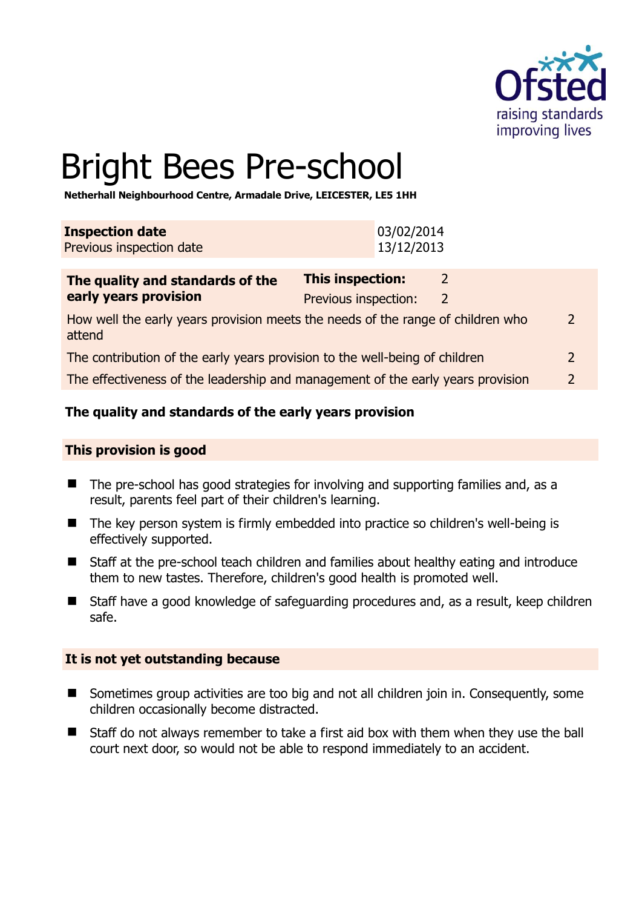# Bright Bees Pre-school

**Netherhall Neighbourhood Centre, Armadale Drive, LEICESTER, LE5 1HH**

| **Inspection date** | 03/02/2014 |
|---|---|
| Previous inspection date | 13/12/2013 |

| **The quality and standards of the early years provision** | **This inspection:** 2 <br> Previous inspection: 2 |
|---|---|
| How well the early years provision meets the needs of the range of children who attend | 2 |
| The contribution of the early years provision to the well-being of children | 2 |
| The effectiveness of the leadership and management of the early years provision | 2 |

## The quality and standards of the early years provision

### This provision is good

- The pre-school has good strategies for involving and supporting families and, as a result, parents feel part of their children's learning.
- The key person system is firmly embedded into practice so children's well-being is effectively supported.
- Staff at the pre-school teach children and families about healthy eating and introduce them to new tastes. Therefore, children's good health is promoted well.
- Staff have a good knowledge of safeguarding procedures and, as a result, keep children safe.

### It is not yet outstanding because

- Sometimes group activities are too big and not all children join in. Consequently, some children occasionally become distracted.
- Staff do not always remember to take a first aid box with them when they use the ball court next door, so would not be able to respond immediately to an accident.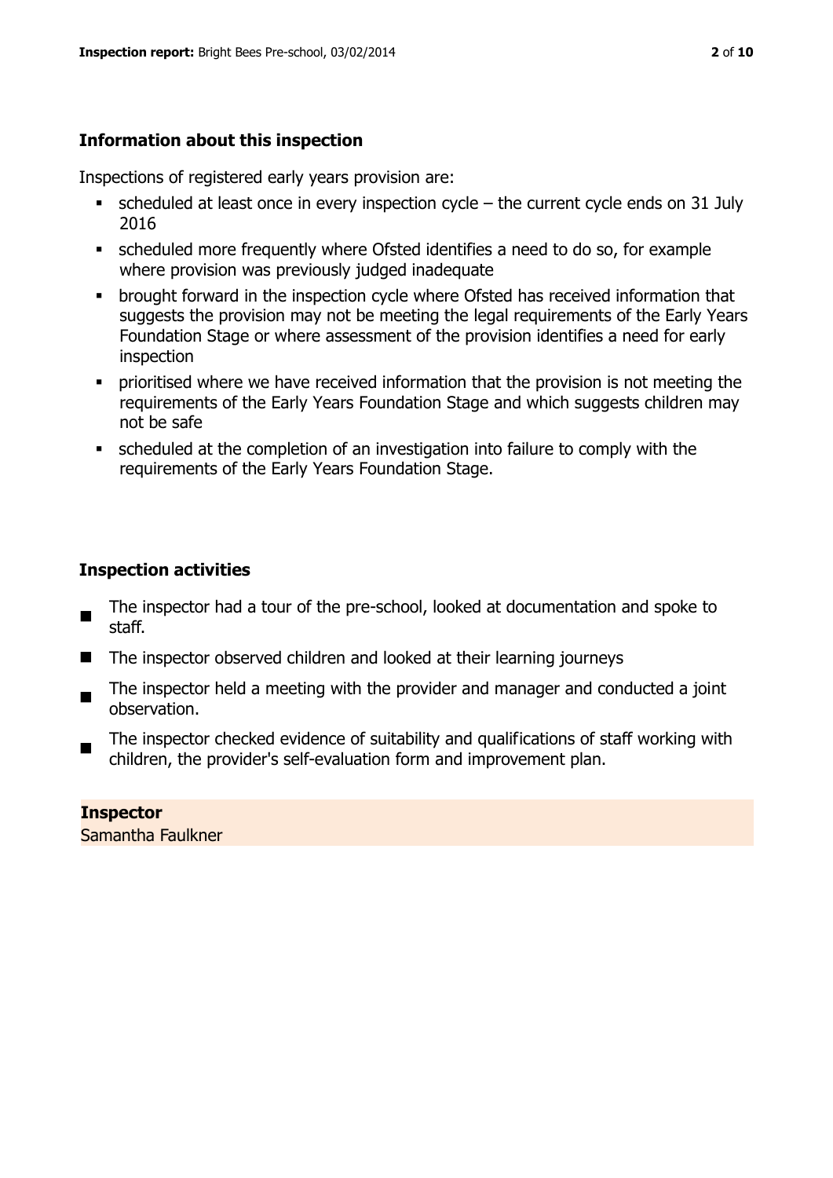## Information about this inspection

Inspections of registered early years provision are:

- scheduled at least once in every inspection cycle – the current cycle ends on 31 July 2016
- scheduled more frequently where Ofsted identifies a need to do so, for example where provision was previously judged inadequate
- brought forward in the inspection cycle where Ofsted has received information that suggests the provision may not be meeting the legal requirements of the Early Years Foundation Stage or where assessment of the provision identifies a need for early inspection
- prioritised where we have received information that the provision is not meeting the requirements of the Early Years Foundation Stage and which suggests children may not be safe
- scheduled at the completion of an investigation into failure to comply with the requirements of the Early Years Foundation Stage.

## Inspection activities

- The inspector had a tour of the pre-school, looked at documentation and spoke to staff.
- The inspector observed children and looked at their learning journeys
- The inspector held a meeting with the provider and manager and conducted a joint observation.
- The inspector checked evidence of suitability and qualifications of staff working with children, the provider's self-evaluation form and improvement plan.

**Inspector**
Samantha Faulkner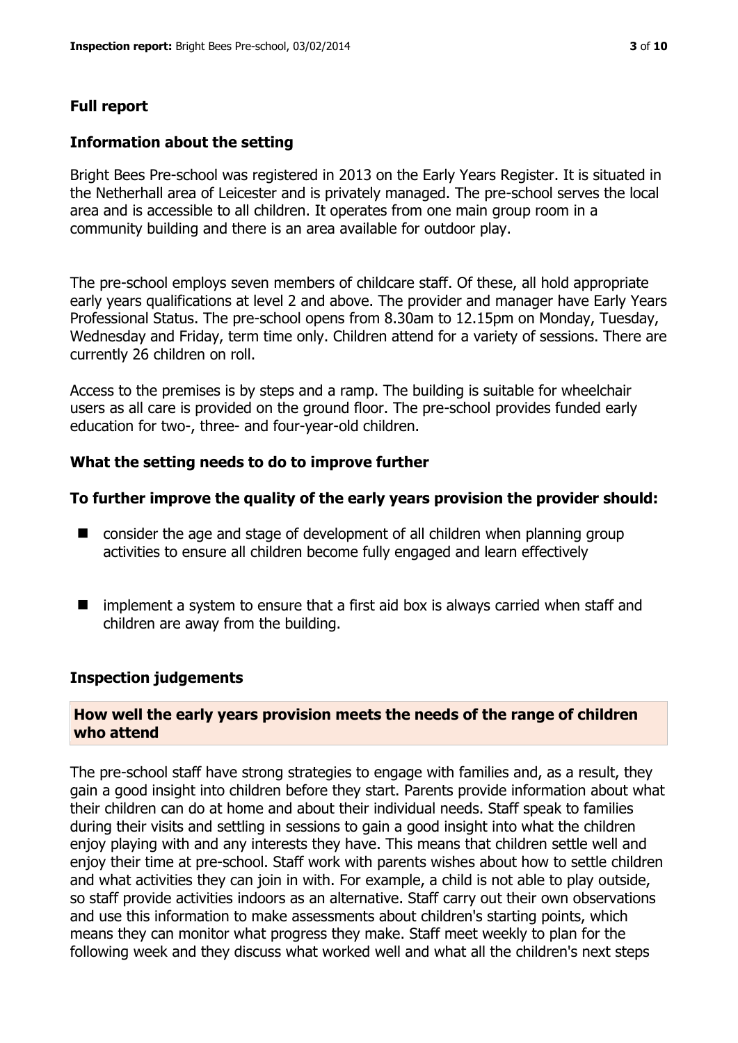## Full report

### Information about the setting

Bright Bees Pre-school was registered in 2013 on the Early Years Register. It is situated in the Netherhall area of Leicester and is privately managed. The pre-school serves the local area and is accessible to all children. It operates from one main group room in a community building and there is an area available for outdoor play.

The pre-school employs seven members of childcare staff. Of these, all hold appropriate early years qualifications at level 2 and above. The provider and manager have Early Years Professional Status. The pre-school opens from 8.30am to 12.15pm on Monday, Tuesday, Wednesday and Friday, term time only. Children attend for a variety of sessions. There are currently 26 children on roll.

Access to the premises is by steps and a ramp. The building is suitable for wheelchair users as all care is provided on the ground floor. The pre-school provides funded early education for two-, three- and four-year-old children.

### What the setting needs to do to improve further

### To further improve the quality of the early years provision the provider should:

- consider the age and stage of development of all children when planning group activities to ensure all children become fully engaged and learn effectively
- implement a system to ensure that a first aid box is always carried when staff and children are away from the building.

### Inspection judgements

#### How well the early years provision meets the needs of the range of children who attend

The pre-school staff have strong strategies to engage with families and, as a result, they gain a good insight into children before they start. Parents provide information about what their children can do at home and about their individual needs. Staff speak to families during their visits and settling in sessions to gain a good insight into what the children enjoy playing with and any interests they have. This means that children settle well and enjoy their time at pre-school. Staff work with parents wishes about how to settle children and what activities they can join in with. For example, a child is not able to play outside, so staff provide activities indoors as an alternative. Staff carry out their own observations and use this information to make assessments about children's starting points, which means they can monitor what progress they make. Staff meet weekly to plan for the following week and they discuss what worked well and what all the children's next steps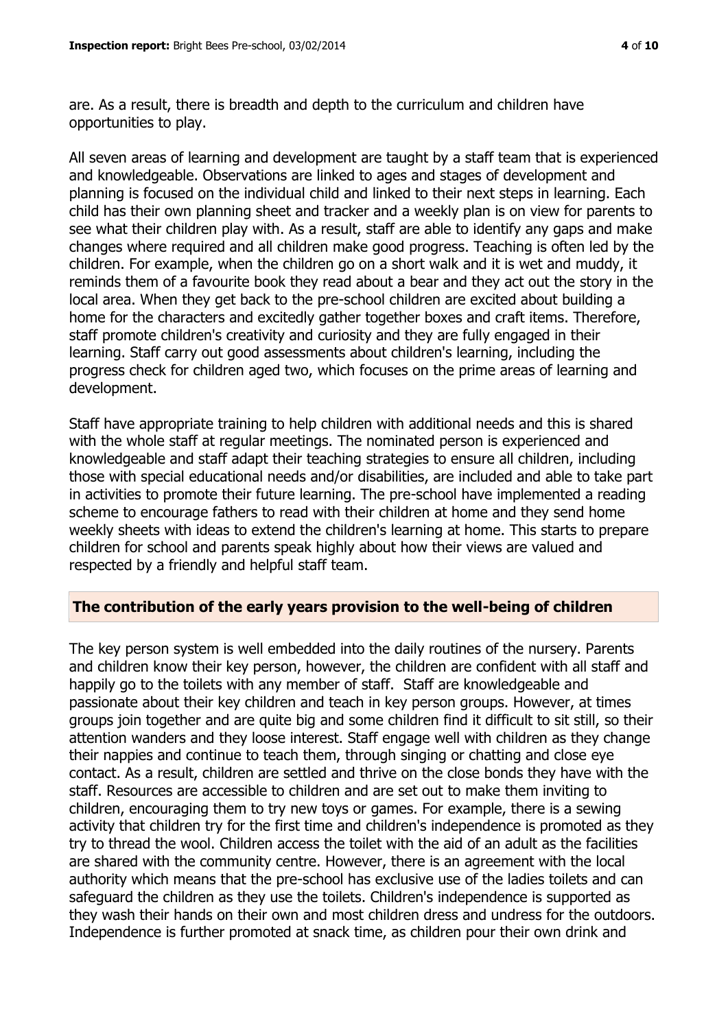are. As a result, there is breadth and depth to the curriculum and children have opportunities to play.

All seven areas of learning and development are taught by a staff team that is experienced and knowledgeable. Observations are linked to ages and stages of development and planning is focused on the individual child and linked to their next steps in learning. Each child has their own planning sheet and tracker and a weekly plan is on view for parents to see what their children play with. As a result, staff are able to identify any gaps and make changes where required and all children make good progress. Teaching is often led by the children. For example, when the children go on a short walk and it is wet and muddy, it reminds them of a favourite book they read about a bear and they act out the story in the local area. When they get back to the pre-school children are excited about building a home for the characters and excitedly gather together boxes and craft items. Therefore, staff promote children's creativity and curiosity and they are fully engaged in their learning. Staff carry out good assessments about children's learning, including the progress check for children aged two, which focuses on the prime areas of learning and development.

Staff have appropriate training to help children with additional needs and this is shared with the whole staff at regular meetings. The nominated person is experienced and knowledgeable and staff adapt their teaching strategies to ensure all children, including those with special educational needs and/or disabilities, are included and able to take part in activities to promote their future learning. The pre-school have implemented a reading scheme to encourage fathers to read with their children at home and they send home weekly sheets with ideas to extend the children's learning at home. This starts to prepare children for school and parents speak highly about how their views are valued and respected by a friendly and helpful staff team.

## The contribution of the early years provision to the well-being of children

The key person system is well embedded into the daily routines of the nursery. Parents and children know their key person, however, the children are confident with all staff and happily go to the toilets with any member of staff. Staff are knowledgeable and passionate about their key children and teach in key person groups. However, at times groups join together and are quite big and some children find it difficult to sit still, so their attention wanders and they loose interest. Staff engage well with children as they change their nappies and continue to teach them, through singing or chatting and close eye contact. As a result, children are settled and thrive on the close bonds they have with the staff. Resources are accessible to children and are set out to make them inviting to children, encouraging them to try new toys or games. For example, there is a sewing activity that children try for the first time and children's independence is promoted as they try to thread the wool. Children access the toilet with the aid of an adult as the facilities are shared with the community centre. However, there is an agreement with the local authority which means that the pre-school has exclusive use of the ladies toilets and can safeguard the children as they use the toilets. Children's independence is supported as they wash their hands on their own and most children dress and undress for the outdoors. Independence is further promoted at snack time, as children pour their own drink and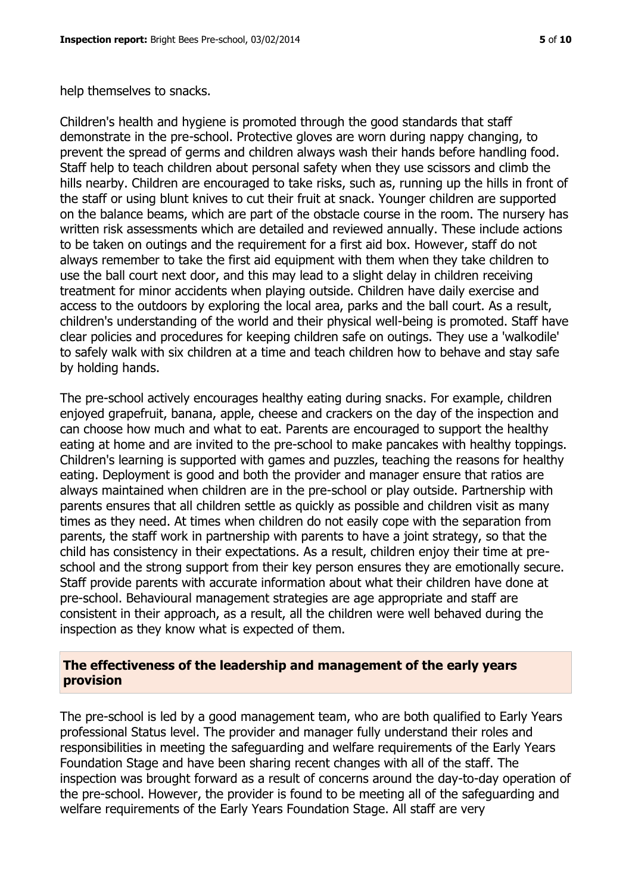help themselves to snacks.

Children's health and hygiene is promoted through the good standards that staff demonstrate in the pre-school. Protective gloves are worn during nappy changing, to prevent the spread of germs and children always wash their hands before handling food. Staff help to teach children about personal safety when they use scissors and climb the hills nearby. Children are encouraged to take risks, such as, running up the hills in front of the staff or using blunt knives to cut their fruit at snack. Younger children are supported on the balance beams, which are part of the obstacle course in the room. The nursery has written risk assessments which are detailed and reviewed annually. These include actions to be taken on outings and the requirement for a first aid box. However, staff do not always remember to take the first aid equipment with them when they take children to use the ball court next door, and this may lead to a slight delay in children receiving treatment for minor accidents when playing outside. Children have daily exercise and access to the outdoors by exploring the local area, parks and the ball court. As a result, children's understanding of the world and their physical well-being is promoted. Staff have clear policies and procedures for keeping children safe on outings. They use a 'walkodile' to safely walk with six children at a time and teach children how to behave and stay safe by holding hands.

The pre-school actively encourages healthy eating during snacks. For example, children enjoyed grapefruit, banana, apple, cheese and crackers on the day of the inspection and can choose how much and what to eat. Parents are encouraged to support the healthy eating at home and are invited to the pre-school to make pancakes with healthy toppings. Children's learning is supported with games and puzzles, teaching the reasons for healthy eating. Deployment is good and both the provider and manager ensure that ratios are always maintained when children are in the pre-school or play outside. Partnership with parents ensures that all children settle as quickly as possible and children visit as many times as they need. At times when children do not easily cope with the separation from parents, the staff work in partnership with parents to have a joint strategy, so that the child has consistency in their expectations. As a result, children enjoy their time at pre-school and the strong support from their key person ensures they are emotionally secure. Staff provide parents with accurate information about what their children have done at pre-school. Behavioural management strategies are age appropriate and staff are consistent in their approach, as a result, all the children were well behaved during the inspection as they know what is expected of them.

## The effectiveness of the leadership and management of the early years provision

The pre-school is led by a good management team, who are both qualified to Early Years professional Status level. The provider and manager fully understand their roles and responsibilities in meeting the safeguarding and welfare requirements of the Early Years Foundation Stage and have been sharing recent changes with all of the staff. The inspection was brought forward as a result of concerns around the day-to-day operation of the pre-school. However, the provider is found to be meeting all of the safeguarding and welfare requirements of the Early Years Foundation Stage. All staff are very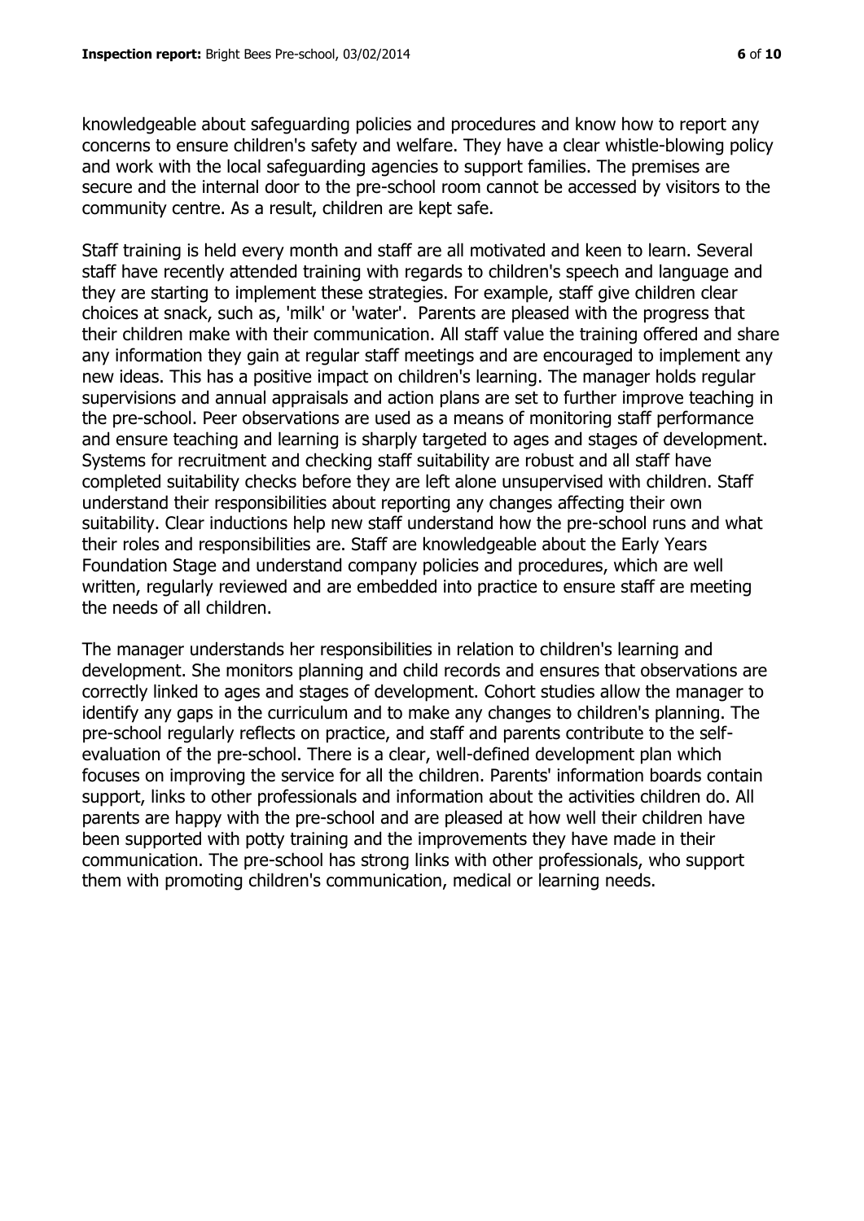knowledgeable about safeguarding policies and procedures and know how to report any concerns to ensure children's safety and welfare. They have a clear whistle-blowing policy and work with the local safeguarding agencies to support families. The premises are secure and the internal door to the pre-school room cannot be accessed by visitors to the community centre. As a result, children are kept safe.

Staff training is held every month and staff are all motivated and keen to learn. Several staff have recently attended training with regards to children's speech and language and they are starting to implement these strategies. For example, staff give children clear choices at snack, such as, 'milk' or 'water'. Parents are pleased with the progress that their children make with their communication. All staff value the training offered and share any information they gain at regular staff meetings and are encouraged to implement any new ideas. This has a positive impact on children's learning. The manager holds regular supervisions and annual appraisals and action plans are set to further improve teaching in the pre-school. Peer observations are used as a means of monitoring staff performance and ensure teaching and learning is sharply targeted to ages and stages of development. Systems for recruitment and checking staff suitability are robust and all staff have completed suitability checks before they are left alone unsupervised with children. Staff understand their responsibilities about reporting any changes affecting their own suitability. Clear inductions help new staff understand how the pre-school runs and what their roles and responsibilities are. Staff are knowledgeable about the Early Years Foundation Stage and understand company policies and procedures, which are well written, regularly reviewed and are embedded into practice to ensure staff are meeting the needs of all children.

The manager understands her responsibilities in relation to children's learning and development. She monitors planning and child records and ensures that observations are correctly linked to ages and stages of development. Cohort studies allow the manager to identify any gaps in the curriculum and to make any changes to children's planning. The pre-school regularly reflects on practice, and staff and parents contribute to the self-evaluation of the pre-school. There is a clear, well-defined development plan which focuses on improving the service for all the children. Parents' information boards contain support, links to other professionals and information about the activities children do. All parents are happy with the pre-school and are pleased at how well their children have been supported with potty training and the improvements they have made in their communication. The pre-school has strong links with other professionals, who support them with promoting children's communication, medical or learning needs.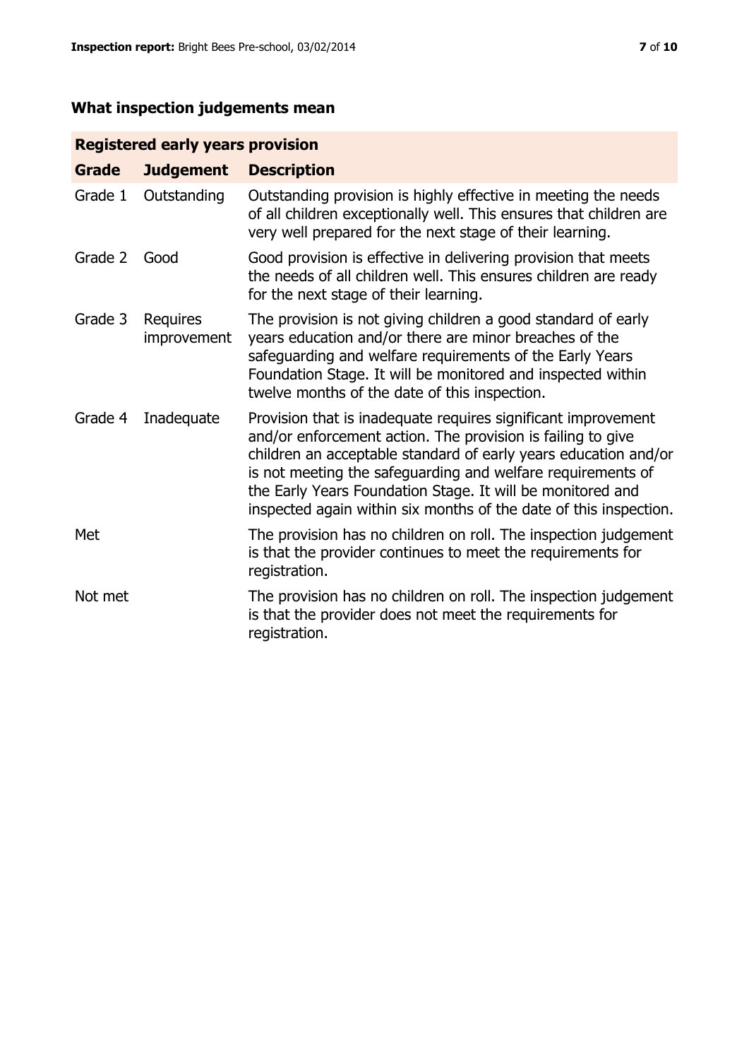## What inspection judgements mean

| Registered early years provision | | |
|---|---|---|
| **Grade** | **Judgement** | **Description** |
| Grade 1 | Outstanding | Outstanding provision is highly effective in meeting the needs of all children exceptionally well. This ensures that children are very well prepared for the next stage of their learning. |
| Grade 2 | Good | Good provision is effective in delivering provision that meets the needs of all children well. This ensures children are ready for the next stage of their learning. |
| Grade 3 | Requires improvement | The provision is not giving children a good standard of early years education and/or there are minor breaches of the safeguarding and welfare requirements of the Early Years Foundation Stage. It will be monitored and inspected within twelve months of the date of this inspection. |
| Grade 4 | Inadequate | Provision that is inadequate requires significant improvement and/or enforcement action. The provision is failing to give children an acceptable standard of early years education and/or is not meeting the safeguarding and welfare requirements of the Early Years Foundation Stage. It will be monitored and inspected again within six months of the date of this inspection. |
| Met | | The provision has no children on roll. The inspection judgement is that the provider continues to meet the requirements for registration. |
| Not met | | The provision has no children on roll. The inspection judgement is that the provider does not meet the requirements for registration. |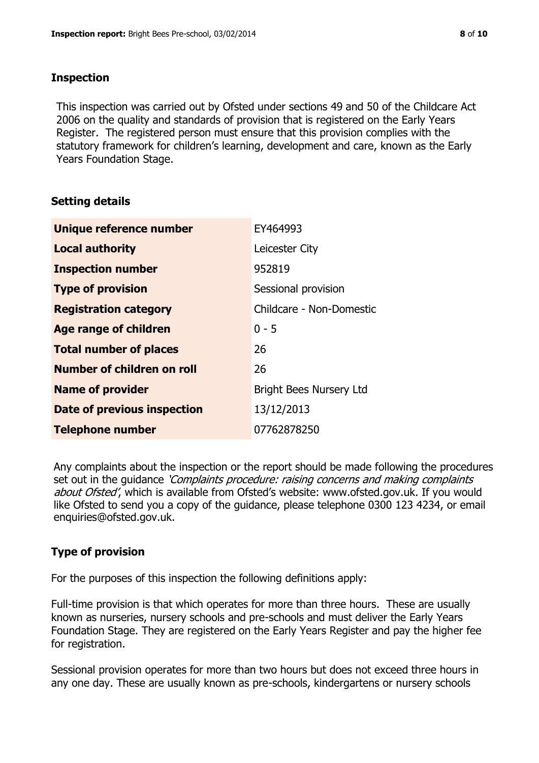## Inspection

This inspection was carried out by Ofsted under sections 49 and 50 of the Childcare Act 2006 on the quality and standards of provision that is registered on the Early Years Register. The registered person must ensure that this provision complies with the statutory framework for children's learning, development and care, known as the Early Years Foundation Stage.

## Setting details

| | |
|---|---|
| **Unique reference number** | EY464993 |
| **Local authority** | Leicester City |
| **Inspection number** | 952819 |
| **Type of provision** | Sessional provision |
| **Registration category** | Childcare - Non-Domestic |
| **Age range of children** | 0 - 5 |
| **Total number of places** | 26 |
| **Number of children on roll** | 26 |
| **Name of provider** | Bright Bees Nursery Ltd |
| **Date of previous inspection** | 13/12/2013 |
| **Telephone number** | 07762878250 |

Any complaints about the inspection or the report should be made following the procedures set out in the guidance *'Complaints procedure: raising concerns and making complaints about Ofsted'*, which is available from Ofsted's website: www.ofsted.gov.uk. If you would like Ofsted to send you a copy of the guidance, please telephone 0300 123 4234, or email enquiries@ofsted.gov.uk.

## Type of provision

For the purposes of this inspection the following definitions apply:

Full-time provision is that which operates for more than three hours. These are usually known as nurseries, nursery schools and pre-schools and must deliver the Early Years Foundation Stage. They are registered on the Early Years Register and pay the higher fee for registration.

Sessional provision operates for more than two hours but does not exceed three hours in any one day. These are usually known as pre-schools, kindergartens or nursery schools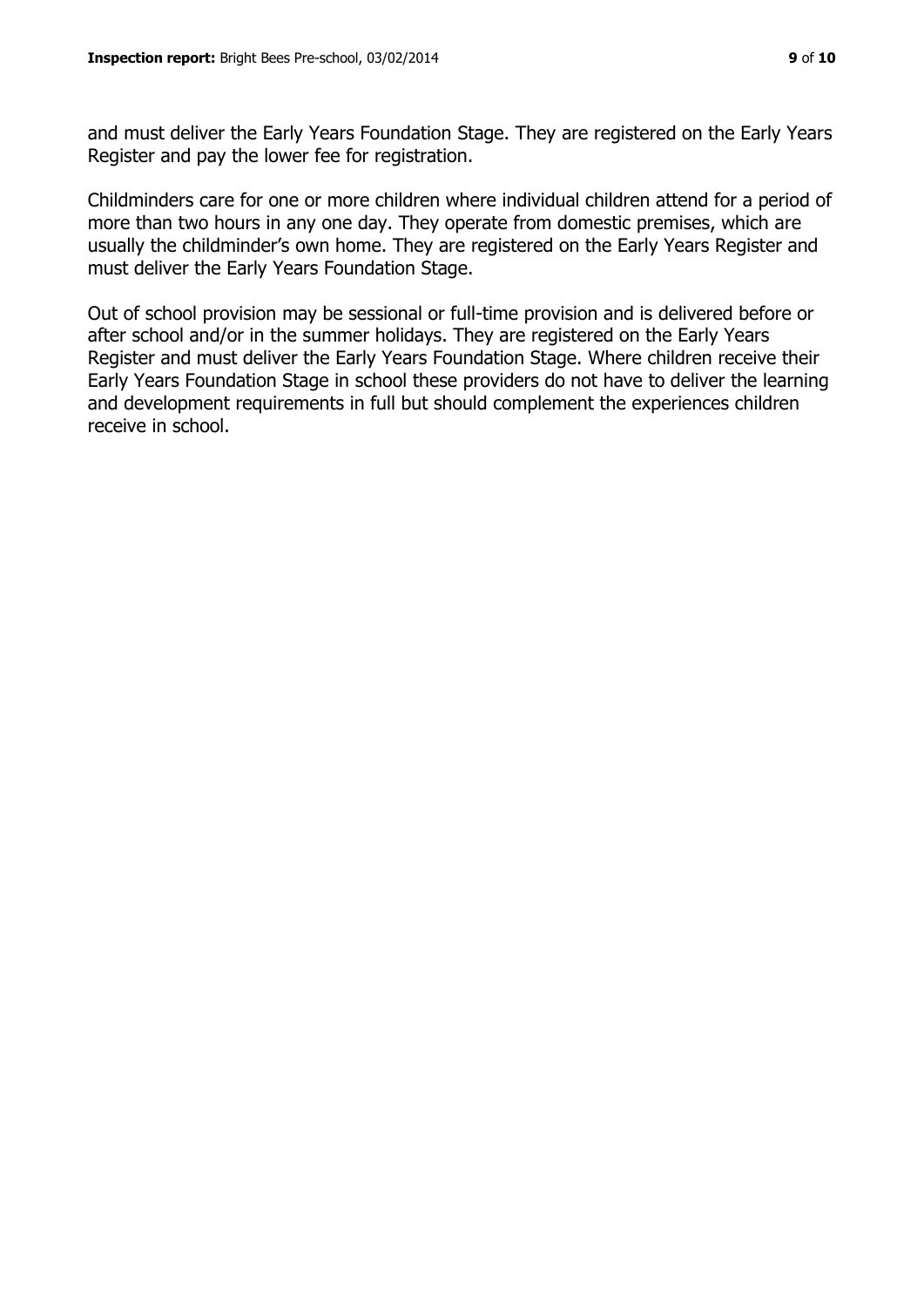and must deliver the Early Years Foundation Stage. They are registered on the Early Years Register and pay the lower fee for registration.

Childminders care for one or more children where individual children attend for a period of more than two hours in any one day. They operate from domestic premises, which are usually the childminder's own home. They are registered on the Early Years Register and must deliver the Early Years Foundation Stage.

Out of school provision may be sessional or full-time provision and is delivered before or after school and/or in the summer holidays. They are registered on the Early Years Register and must deliver the Early Years Foundation Stage. Where children receive their Early Years Foundation Stage in school these providers do not have to deliver the learning and development requirements in full but should complement the experiences children receive in school.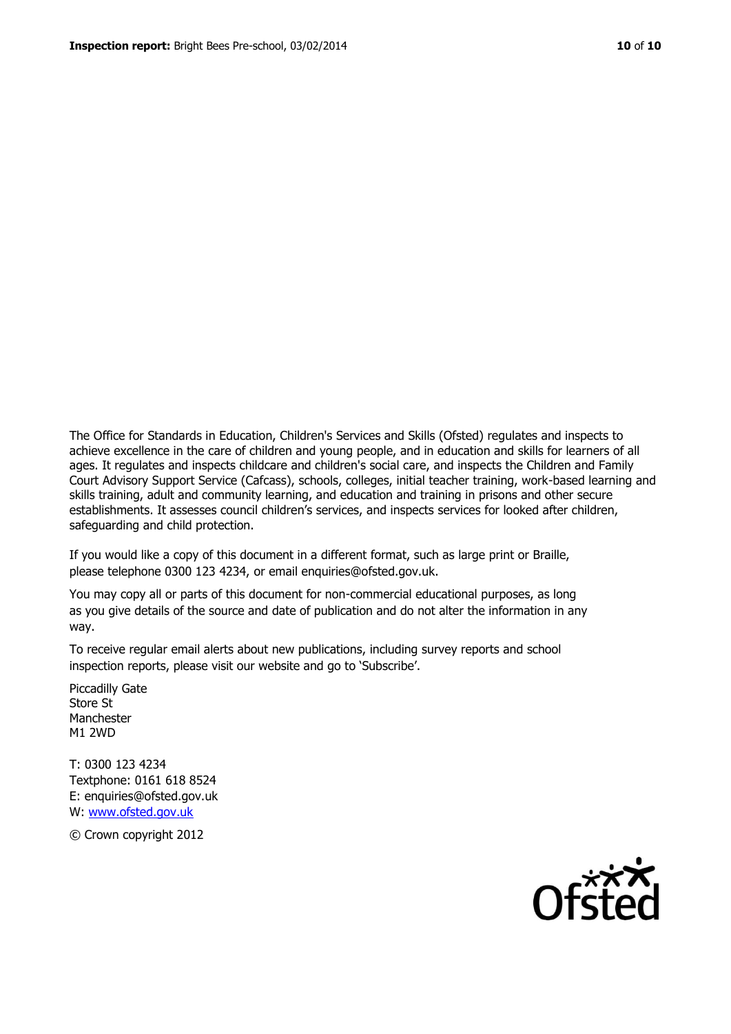The Office for Standards in Education, Children's Services and Skills (Ofsted) regulates and inspects to achieve excellence in the care of children and young people, and in education and skills for learners of all ages. It regulates and inspects childcare and children's social care, and inspects the Children and Family Court Advisory Support Service (Cafcass), schools, colleges, initial teacher training, work-based learning and skills training, adult and community learning, and education and training in prisons and other secure establishments. It assesses council children's services, and inspects services for looked after children, safeguarding and child protection.

If you would like a copy of this document in a different format, such as large print or Braille, please telephone 0300 123 4234, or email enquiries@ofsted.gov.uk.

You may copy all or parts of this document for non-commercial educational purposes, as long as you give details of the source and date of publication and do not alter the information in any way.

To receive regular email alerts about new publications, including survey reports and school inspection reports, please visit our website and go to 'Subscribe'.

Piccadilly Gate
Store St
Manchester
M1 2WD

T: 0300 123 4234
Textphone: 0161 618 8524
E: enquiries@ofsted.gov.uk
W: www.ofsted.gov.uk

© Crown copyright 2012